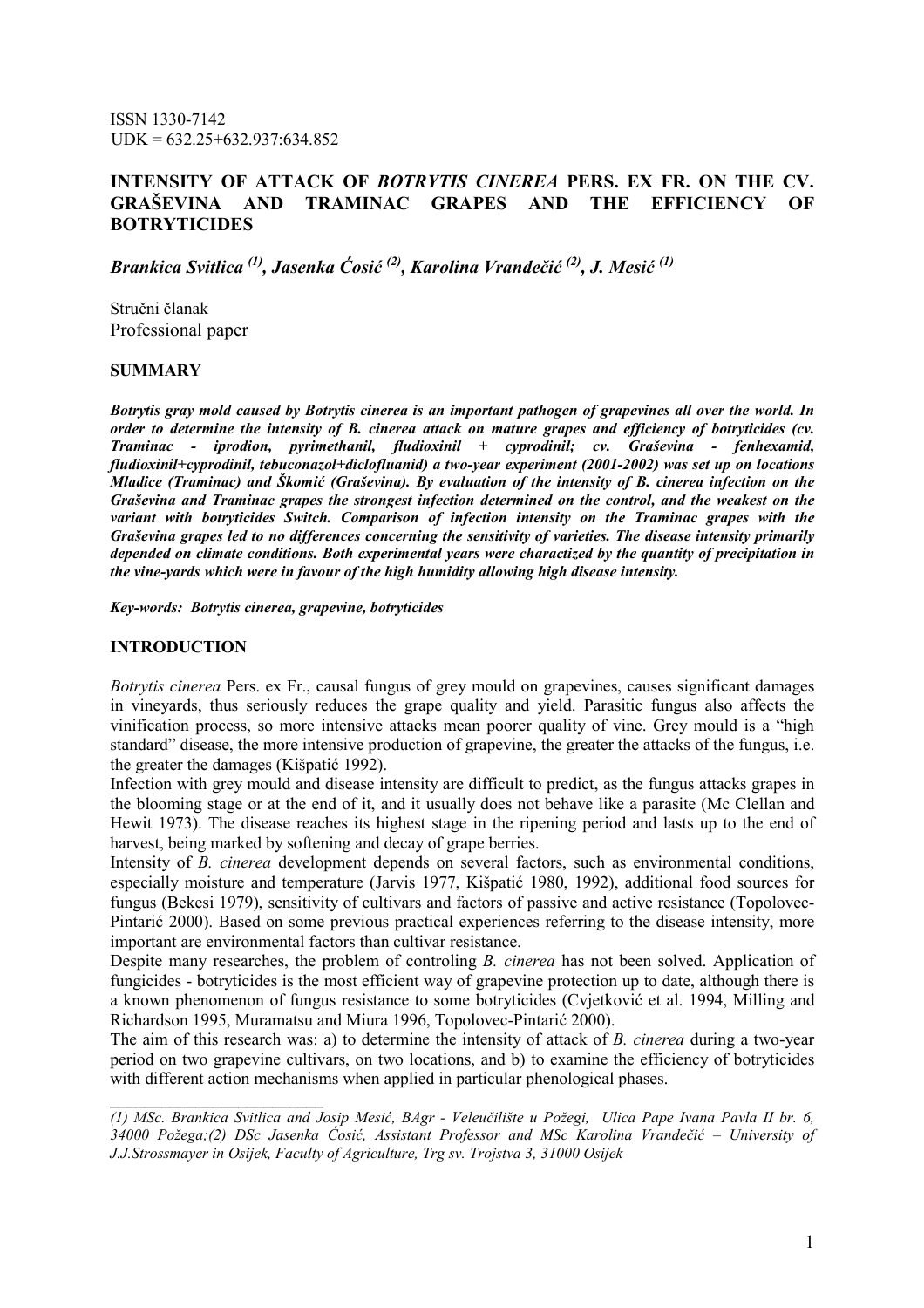ISSN 1330-7142
UDK = 632.25+632.937:634.852

# INTENSITY OF ATTACK OF *BOTRYTIS CINEREA* PERS. EX FR. ON THE CV. GRAŠEVINA AND TRAMINAC GRAPES AND THE EFFICIENCY OF BOTRYTICIDES

***Brankica Svitlica [1], Jasenka Ćosić [2], Karolina Vrandečić [2], J. Mesić [1]***

Stručni članak
Professional paper

## SUMMARY

***Botrytis gray mold caused by Botrytis cinerea is an important pathogen of grapevines all over the world. In order to determine the intensity of B. cinerea attack on mature grapes and efficiency of botryticides (cv. Traminac - iprodion, pyrimethanil, fludioxinil + cyprodinil; cv. Graševina - fenhexamid, fludioxinil+cyprodinil, tebuconazol+diclofluanid) a two-year experiment (2001-2002) was set up on locations Mladice (Traminac) and Škomić (Graševina). By evaluation of the intensity of B. cinerea infection on the Graševina and Traminac grapes the strongest infection determined on the control, and the weakest on the variant with botryticides Switch. Comparison of infection intensity on the Traminac grapes with the Graševina grapes led to no differences concerning the sensitivity of varieties. The disease intensity primarily depended on climate conditions. Both experimental years were charactized by the quantity of precipitation in the vine-yards which were in favour of the high humidity allowing high disease intensity.***

***Key-words: Botrytis cinerea, grapevine, botryticides***

## INTRODUCTION

*Botrytis cinerea* Pers. ex Fr., causal fungus of grey mould on grapevines, causes significant damages in vineyards, thus seriously reduces the grape quality and yield. Parasitic fungus also affects the vinification process, so more intensive attacks mean poorer quality of vine. Grey mould is a "high standard" disease, the more intensive production of grapevine, the greater the attacks of the fungus, i.e. the greater the damages (Kišpatić 1992).

Infection with grey mould and disease intensity are difficult to predict, as the fungus attacks grapes in the blooming stage or at the end of it, and it usually does not behave like a parasite (Mc Clellan and Hewit 1973). The disease reaches its highest stage in the ripening period and lasts up to the end of harvest, being marked by softening and decay of grape berries.

Intensity of *B. cinerea* development depends on several factors, such as environmental conditions, especially moisture and temperature (Jarvis 1977, Kišpatić 1980, 1992), additional food sources for fungus (Bekesi 1979), sensitivity of cultivars and factors of passive and active resistance (Topolovec-Pintarić 2000). Based on some previous practical experiences referring to the disease intensity, more important are environmental factors than cultivar resistance.

Despite many researches, the problem of controling *B. cinerea* has not been solved. Application of fungicides - botryticides is the most efficient way of grapevine protection up to date, although there is a known phenomenon of fungus resistance to some botryticides (Cvjetković et al. 1994, Milling and Richardson 1995, Muramatsu and Miura 1996, Topolovec-Pintarić 2000).

The aim of this research was: a) to determine the intensity of attack of *B. cinerea* during a two-year period on two grapevine cultivars, on two locations, and b) to examine the efficiency of botryticides with different action mechanisms when applied in particular phenological phases.

*(1) MSc. Brankica Svitlica and Josip Mesić, BAgr - Veleučilište u Požegi, Ulica Pape Ivana Pavla II br. 6, 34000 Požega;(2) DSc Jasenka Ćosić, Assistant Professor and MSc Karolina Vrandečić – University of J.J.Strossmayer in Osijek, Faculty of Agriculture, Trg sv. Trojstva 3, 31000 Osijek*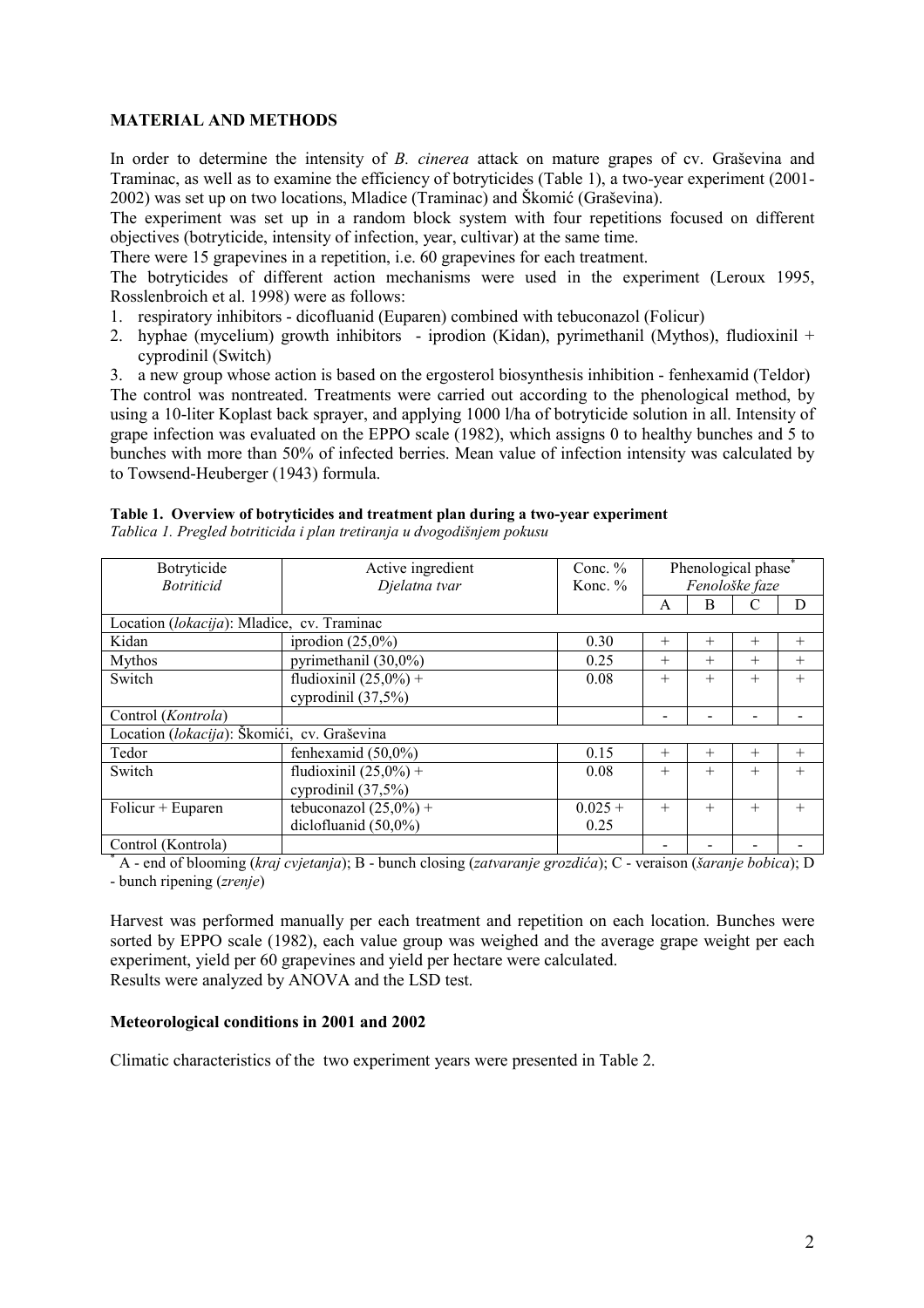## MATERIAL AND METHODS

In order to determine the intensity of *B. cinerea* attack on mature grapes of cv. Graševina and Traminac, as well as to examine the efficiency of botryticides (Table 1), a two-year experiment (2001-2002) was set up on two locations, Mladice (Traminac) and Škomić (Graševina).

The experiment was set up in a random block system with four repetitions focused on different objectives (botryticide, intensity of infection, year, cultivar) at the same time.

There were 15 grapevines in a repetition, i.e. 60 grapevines for each treatment.

The botryticides of different action mechanisms were used in the experiment (Leroux 1995, Rosslenbroich et al. 1998) were as follows:

1. respiratory inhibitors - dicofluanid (Euparen) combined with tebuconazol (Folicur)
2. hyphae (mycelium) growth inhibitors - iprodion (Kidan), pyrimethanil (Mythos), fludioxinil + cyprodinil (Switch)
3. a new group whose action is based on the ergosterol biosynthesis inhibition - fenhexamid (Teldor)

The control was nontreated. Treatments were carried out according to the phenological method, by using a 10-liter Koplast back sprayer, and applying 1000 l/ha of botryticide solution in all. Intensity of grape infection was evaluated on the EPPO scale (1982), which assigns 0 to healthy bunches and 5 to bunches with more than 50% of infected berries. Mean value of infection intensity was calculated by to Towsend-Heuberger (1943) formula.

**Table 1. Overview of botryticides and treatment plan during a two-year experiment**
*Tablica 1. Pregled botriticida i plan tretiranja u dvogodišnjem pokusu*

| Botryticide *Botriticid* | Active ingredient *Djelatna tvar* | Conc. % Konc. % | Phenological phase* *Fenološke faze* | | | |
|---|---|---|---|---|---|---|
| | | | A | B | C | D |
| Location (*lokacija*): Mladice, cv. Traminac | | | | | | |
| Kidan | iprodion (25,0%) | 0.30 | + | + | + | + |
| Mythos | pyrimethanil (30,0%) | 0.25 | + | + | + | + |
| Switch | fludioxinil (25,0%) + cyprodinil (37,5%) | 0.08 | + | + | + | + |
| Control (*Kontrola*) | | | - | - | - | - |
| Location (*lokacija*): Škomići, cv. Graševina | | | | | | |
| Tedor | fenhexamid (50,0%) | 0.15 | + | + | + | + |
| Switch | fludioxinil (25,0%) + cyprodinil (37,5%) | 0.08 | + | + | + | + |
| Folicur + Euparen | tebuconazol (25,0%) + diclofluanid (50,0%) | 0.025 + 0.25 | + | + | + | + |
| Control (Kontrola) | | | - | - | - | - |

\* A - end of blooming (*kraj cvjetanja*); B - bunch closing (*zatvaranje grozdića*); C - veraison (*šaranje bobica*); D - bunch ripening (*zrenje*)

Harvest was performed manually per each treatment and repetition on each location. Bunches were sorted by EPPO scale (1982), each value group was weighed and the average grape weight per each experiment, yield per 60 grapevines and yield per hectare were calculated.

Results were analyzed by ANOVA and the LSD test.

### Meteorological conditions in 2001 and 2002

Climatic characteristics of the two experiment years were presented in Table 2.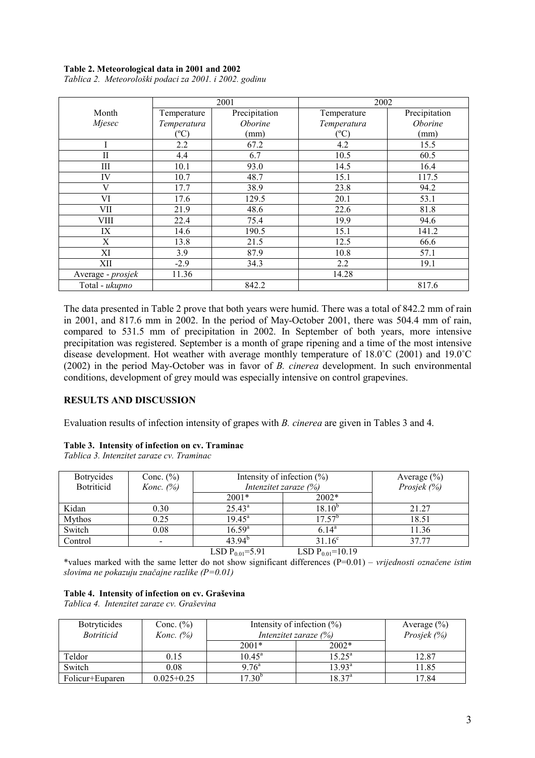**Table 2. Meteorological data in 2001 and 2002**

*Tablica 2. Meteorološki podaci za 2001. i 2002. godinu*

| | 2001 | | 2002 | |
|---|---|---|---|---|
| Month *Mjesec* | Temperature *Temperatura* (ºC) | Precipitation *Oborine* (mm) | Temperature *Temperatura* (ºC) | Precipitation *Oborine* (mm) |
| I | 2.2 | 67.2 | 4.2 | 15.5 |
| II | 4.4 | 6.7 | 10.5 | 60.5 |
| III | 10.1 | 93.0 | 14.5 | 16.4 |
| IV | 10.7 | 48.7 | 15.1 | 117.5 |
| V | 17.7 | 38.9 | 23.8 | 94.2 |
| VI | 17.6 | 129.5 | 20.1 | 53.1 |
| VII | 21.9 | 48.6 | 22.6 | 81.8 |
| VIII | 22.4 | 75.4 | 19.9 | 94.6 |
| IX | 14.6 | 190.5 | 15.1 | 141.2 |
| X | 13.8 | 21.5 | 12.5 | 66.6 |
| XI | 3.9 | 87.9 | 10.8 | 57.1 |
| XII | -2.9 | 34.3 | 2.2 | 19.1 |
| Average - *prosjek* | 11.36 | | 14.28 | |
| Total - *ukupno* | | 842.2 | | 817.6 |

The data presented in Table 2 prove that both years were humid. There was a total of 842.2 mm of rain in 2001, and 817.6 mm in 2002. In the period of May-October 2001, there was 504.4 mm of rain, compared to 531.5 mm of precipitation in 2002. In September of both years, more intensive precipitation was registered. September is a month of grape ripening and a time of the most intensive disease development. Hot weather with average monthly temperature of 18.0˚C (2001) and 19.0˚C (2002) in the period May-October was in favor of *B. cinerea* development. In such environmental conditions, development of grey mould was especially intensive on control grapevines.

## RESULTS AND DISCUSSION

Evaluation results of infection intensity of grapes with *B. cinerea* are given in Tables 3 and 4.

**Table 3. Intensity of infection on cv. Traminac**

*Tablica 3. Intenzitet zaraze cv. Traminac*

| Botrycides Botriticid | Conc. (%) *Konc. (%)* | Intensity of infection (%) *Intenzitet zaraze (%)* | | Average (%) *Prosjek (%)* |
|---|---|---|---|---|
| | | 2001* | 2002* | |
| Kidan | 0.30 | 25.43[a] | 18.10[b] | 21.27 |
| Mythos | 0.25 | 19.45[a] | 17.57[b] | 18.51 |
| Switch | 0.08 | 16.59[a] | 6.14[a] | 11.36 |
| Control | - | 43.94[b] | 31.16[c] | 37.77 |
| | | LSD $P_{0.01}$=5.91 | LSD $P_{0.01}$=10.19 | |

*values marked with the same letter do not show significant differences (P=0.01) – *vrijednosti označene istim slovima ne pokazuju značajne razlike (P=0.01)*

**Table 4. Intensity of infection on cv. Graševina**

*Tablica 4. Intenzitet zaraze cv. Graševina*

| Botryticides *Botriticid* | Conc. (%) *Konc. (%)* | Intensity of infection (%) *Intenzitet zaraze (%)* | | Average (%) *Prosjek (%)* |
|---|---|---|---|---|
| | | 2001* | 2002* | |
| Teldor | 0.15 | 10.45[a] | 15.25[a] | 12.87 |
| Switch | 0.08 | 9.76[a] | 13.93[a] | 11.85 |
| Folicur+Euparen | 0.025+0.25 | 17.30[b] | 18.37[a] | 17.84 |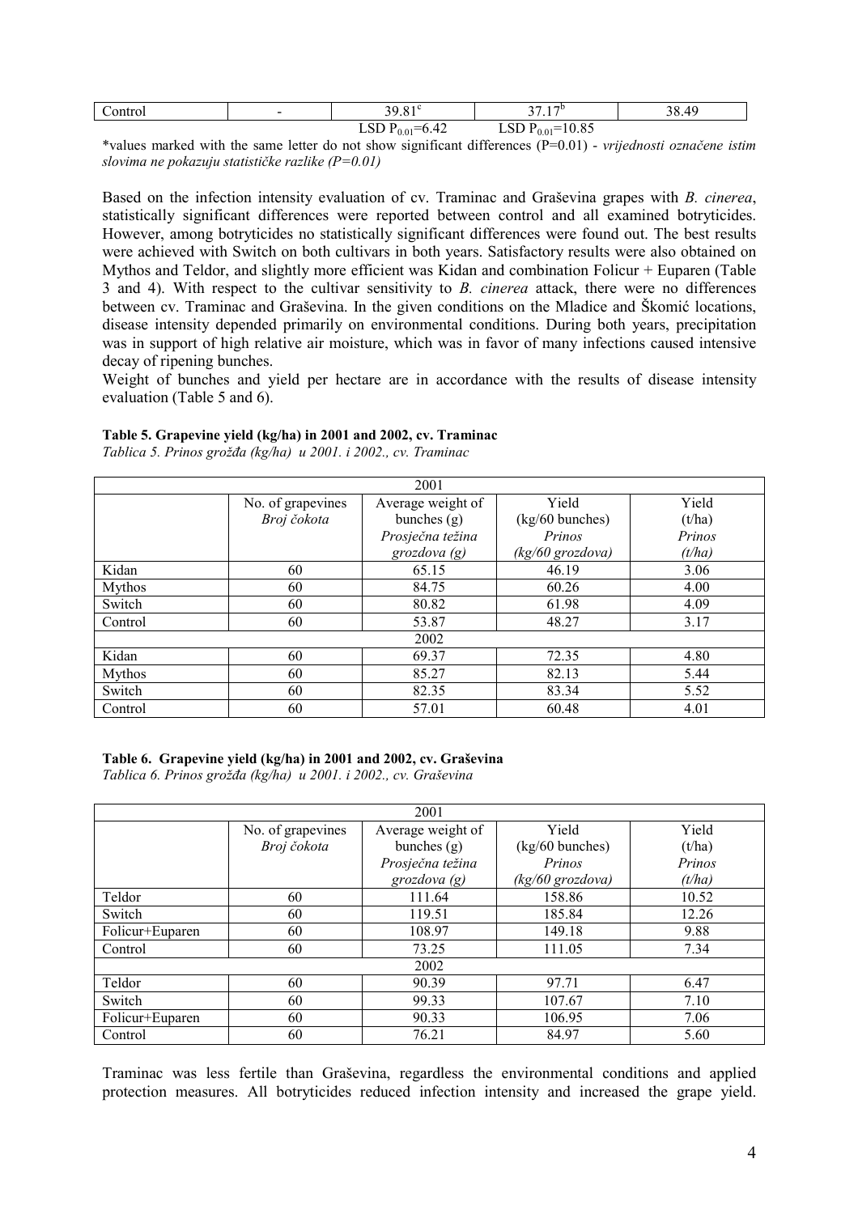| Control | - | $39.81^{c}$ | $37.17^{b}$ | 38.49 |
|---|---|---|---|---|
| | | LSD $P_{0.01}$=6.42 | LSD $P_{0.01}$=10.85 | |

*values marked with the same letter do not show significant differences (P=0.01) - *vrijednosti označene istim slovima ne pokazuju statističke razlike (P=0.01)*

Based on the infection intensity evaluation of cv. Traminac and Graševina grapes with *B. cinerea*, statistically significant differences were reported between control and all examined botryticides. However, among botryticides no statistically significant differences were found out. The best results were achieved with Switch on both cultivars in both years. Satisfactory results were also obtained on Mythos and Teldor, and slightly more efficient was Kidan and combination Folicur + Euparen (Table 3 and 4). With respect to the cultivar sensitivity to *B. cinerea* attack, there were no differences between cv. Traminac and Graševina. In the given conditions on the Mladice and Škomić locations, disease intensity depended primarily on environmental conditions. During both years, precipitation was in support of high relative air moisture, which was in favor of many infections caused intensive decay of ripening bunches.

Weight of bunches and yield per hectare are in accordance with the results of disease intensity evaluation (Table 5 and 6).

**Table 5. Grapevine yield (kg/ha) in 2001 and 2002, cv. Traminac**

*Tablica 5. Prinos grožđa (kg/ha) u 2001. i 2002., cv. Traminac*

| | No. of grapevines *Broj čokota* | Average weight of bunches (g) *Prosječna težina grozdova (g)* | Yield (kg/60 bunches) *Prinos (kg/60 grozdova)* | Yield (t/ha) *Prinos (t/ha)* |
|---|---|---|---|---|
| **2001** | | | | |
| Kidan | 60 | 65.15 | 46.19 | 3.06 |
| Mythos | 60 | 84.75 | 60.26 | 4.00 |
| Switch | 60 | 80.82 | 61.98 | 4.09 |
| Control | 60 | 53.87 | 48.27 | 3.17 |
| **2002** | | | | |
| Kidan | 60 | 69.37 | 72.35 | 4.80 |
| Mythos | 60 | 85.27 | 82.13 | 5.44 |
| Switch | 60 | 82.35 | 83.34 | 5.52 |
| Control | 60 | 57.01 | 60.48 | 4.01 |

**Table 6. Grapevine yield (kg/ha) in 2001 and 2002, cv. Graševina**

*Tablica 6. Prinos grožđa (kg/ha) u 2001. i 2002., cv. Graševina*

| | No. of grapevines *Broj čokota* | Average weight of bunches (g) *Prosječna težina grozdova (g)* | Yield (kg/60 bunches) *Prinos (kg/60 grozdova)* | Yield (t/ha) *Prinos (t/ha)* |
|---|---|---|---|---|
| **2001** | | | | |
| Teldor | 60 | 111.64 | 158.86 | 10.52 |
| Switch | 60 | 119.51 | 185.84 | 12.26 |
| Folicur+Euparen | 60 | 108.97 | 149.18 | 9.88 |
| Control | 60 | 73.25 | 111.05 | 7.34 |
| **2002** | | | | |
| Teldor | 60 | 90.39 | 97.71 | 6.47 |
| Switch | 60 | 99.33 | 107.67 | 7.10 |
| Folicur+Euparen | 60 | 90.33 | 106.95 | 7.06 |
| Control | 60 | 76.21 | 84.97 | 5.60 |

Traminac was less fertile than Graševina, regardless the environmental conditions and applied protection measures. All botryticides reduced infection intensity and increased the grape yield.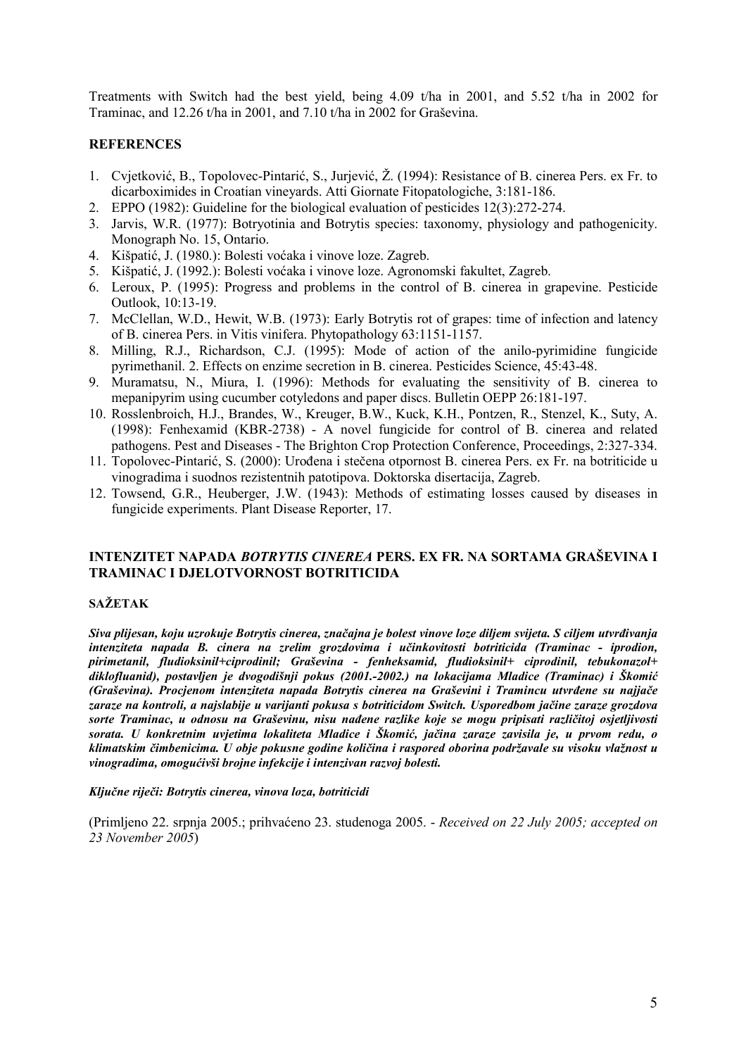Treatments with Switch had the best yield, being 4.09 t/ha in 2001, and 5.52 t/ha in 2002 for Traminac, and 12.26 t/ha in 2001, and 7.10 t/ha in 2002 for Graševina.

## REFERENCES

1. Cvjetković, B., Topolovec-Pintarić, S., Jurjević, Ž. (1994): Resistance of B. cinerea Pers. ex Fr. to dicarboximides in Croatian vineyards. Atti Giornate Fitopatologiche, 3:181-186.
2. EPPO (1982): Guideline for the biological evaluation of pesticides 12(3):272-274.
3. Jarvis, W.R. (1977): Botryotinia and Botrytis species: taxonomy, physiology and pathogenicity. Monograph No. 15, Ontario.
4. Kišpatić, J. (1980.): Bolesti voćaka i vinove loze. Zagreb.
5. Kišpatić, J. (1992.): Bolesti voćaka i vinove loze. Agronomski fakultet, Zagreb.
6. Leroux, P. (1995): Progress and problems in the control of B. cinerea in grapevine. Pesticide Outlook, 10:13-19.
7. McClellan, W.D., Hewit, W.B. (1973): Early Botrytis rot of grapes: time of infection and latency of B. cinerea Pers. in Vitis vinifera. Phytopathology 63:1151-1157.
8. Milling, R.J., Richardson, C.J. (1995): Mode of action of the anilo-pyrimidine fungicide pyrimethanil. 2. Effects on enzime secretion in B. cinerea. Pesticides Science, 45:43-48.
9. Muramatsu, N., Miura, I. (1996): Methods for evaluating the sensitivity of B. cinerea to mepanipyrim using cucumber cotyledons and paper discs. Bulletin OEPP 26:181-197.
10. Rosslenbroich, H.J., Brandes, W., Kreuger, B.W., Kuck, K.H., Pontzen, R., Stenzel, K., Suty, A. (1998): Fenhexamid (KBR-2738) - A novel fungicide for control of B. cinerea and related pathogens. Pest and Diseases - The Brighton Crop Protection Conference, Proceedings, 2:327-334.
11. Topolovec-Pintarić, S. (2000): Urođena i stečena otpornost B. cinerea Pers. ex Fr. na botriticide u vinogradima i suodnos rezistentnih patotipova. Doktorska disertacija, Zagreb.
12. Towsend, G.R., Heuberger, J.W. (1943): Methods of estimating losses caused by diseases in fungicide experiments. Plant Disease Reporter, 17.

## INTENZITET NAPADA *BOTRYTIS CINEREA* PERS. EX FR. NA SORTAMA GRAŠEVINA I TRAMINAC I DJELOTVORNOST BOTRITICIDA

### SAŽETAK

***Siva plijesan, koju uzrokuje Botrytis cinerea, značajna je bolest vinove loze diljem svijeta. S ciljem utvrđivanja intenziteta napada B. cinera na zrelim grozdovima i učinkovitosti botriticida (Traminac - iprodion, pirimetanil, fludioksinil+ciprodinil; Graševina - fenheksamid, fludioksinil+ ciprodinil, tebukonazol+ diklofluanid), postavljen je dvogodišnji pokus (2001.-2002.) na lokacijama Mladice (Traminac) i Škomić (Graševina). Procjenom intenziteta napada Botrytis cinerea na Graševini i Tramincu utvrđene su najjače zaraze na kontroli, a najslabije u varijanti pokusa s botriticidom Switch. Usporedbom jačine zaraze grozdova sorte Traminac, u odnosu na Graševinu, nisu nađene razlike koje se mogu pripisati različitoj osjetljivosti sorata. U konkretnim uvjetima lokaliteta Mladice i Škomić, jačina zaraze zavisila je, u prvom redu, o klimatskim čimbenicima. U obje pokusne godine količina i raspored oborina podržavale su visoku vlažnost u vinogradima, omogućivši brojne infekcije i intenzivan razvoj bolesti.***

***Ključne riječi: Botrytis cinerea, vinova loza, botriticidi***

(Primljeno 22. srpnja 2005.; prihvaćeno 23. studenoga 2005. - *Received on 22 July 2005; accepted on 23 November 2005*)